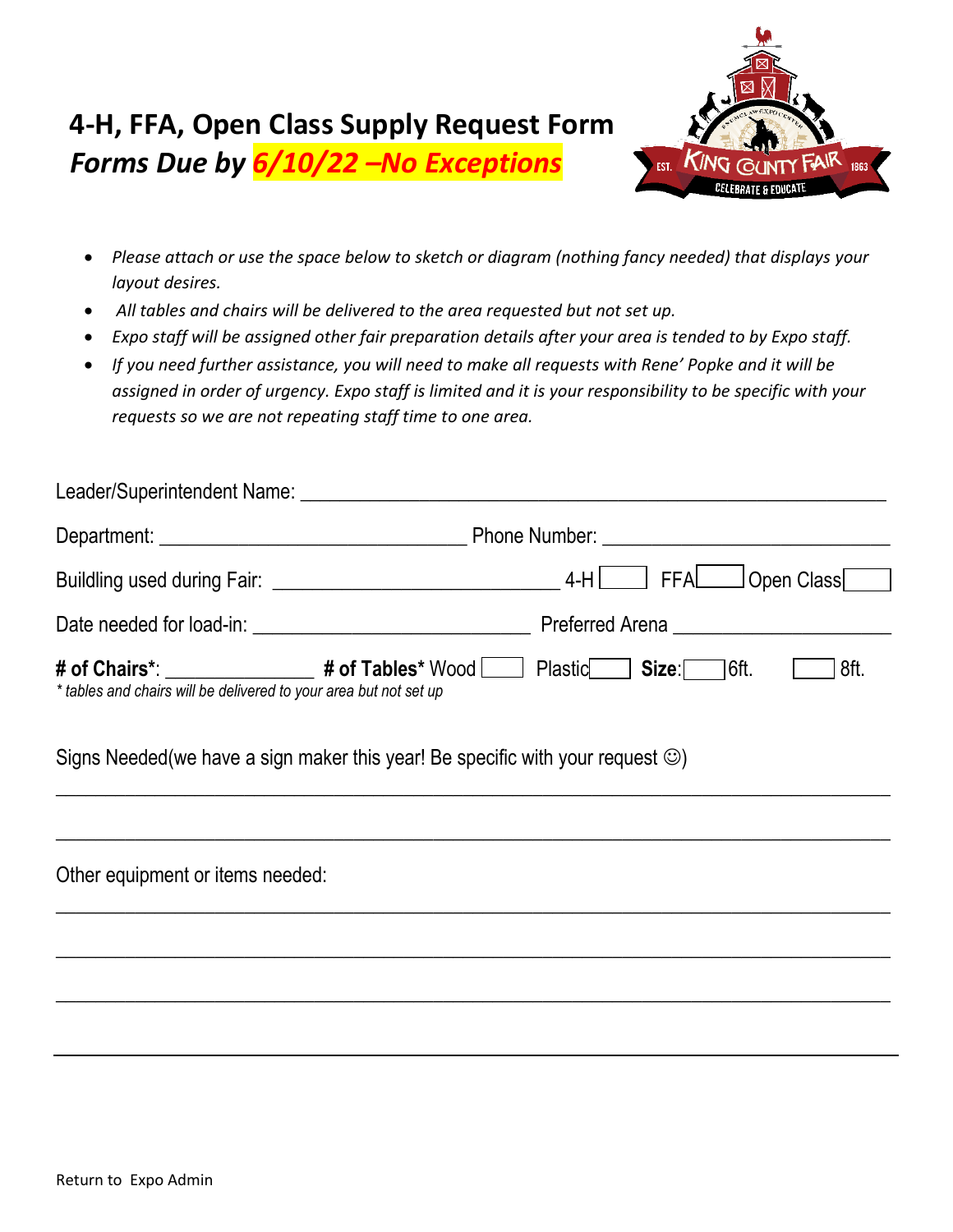# 4-H, FFA, Open Class Supply Request Form

## *Forms Due by 6/10/22 –No Exceptions*

- *Please attach or use the space below to sketch or diagram (nothing fancy needed) that displays your layout desires.*
- *All tables and chairs will be delivered to the area requested but not set up.*
- *Expo staff will be assigned other fair preparation details after your area is tended to by Expo staff.*
- *If you need further assistance, you will need to make all requests with Rene' Popke and it will be assigned in order of urgency. Expo staff is limited and it is your responsibility to be specific with your requests so we are not repeating staff time to one area.*

Leader/Superintendent Name: ____________________________________________________________

Department: ______________________________ Phone Number: ____________________________

Buildling used during Fair: ____________________________ 4-H ☐ FFA ☐ Open Class ☐

Date needed for load-in: ___________________________ Preferred Arena ____________________

**# of Chairs***: ______________ **# of Tables*** Wood ☐ Plastic ☐ **Size**: ☐ 6ft. ☐ 8ft.

*\* tables and chairs will be delivered to your area but not set up*

Signs Needed(we have a sign maker this year! Be specific with your request ☺)

_____________________________________________________________________________________

_____________________________________________________________________________________

Other equipment or items needed:

_____________________________________________________________________________________

_____________________________________________________________________________________

_____________________________________________________________________________________

Return to Expo Admin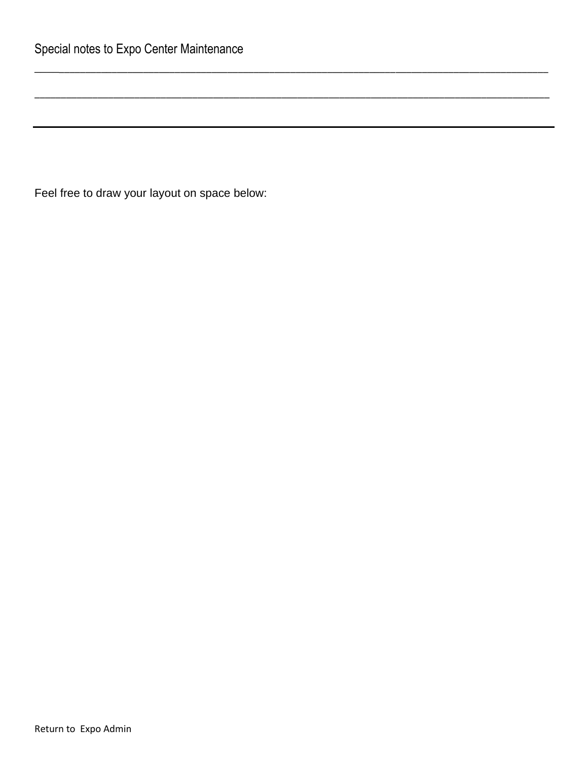Special notes to Expo Center Maintenance

______________________________________________________________________________

______________________________________________________________________________

______________________________________________________________________________

Feel free to draw your layout on space below:

Return to Expo Admin